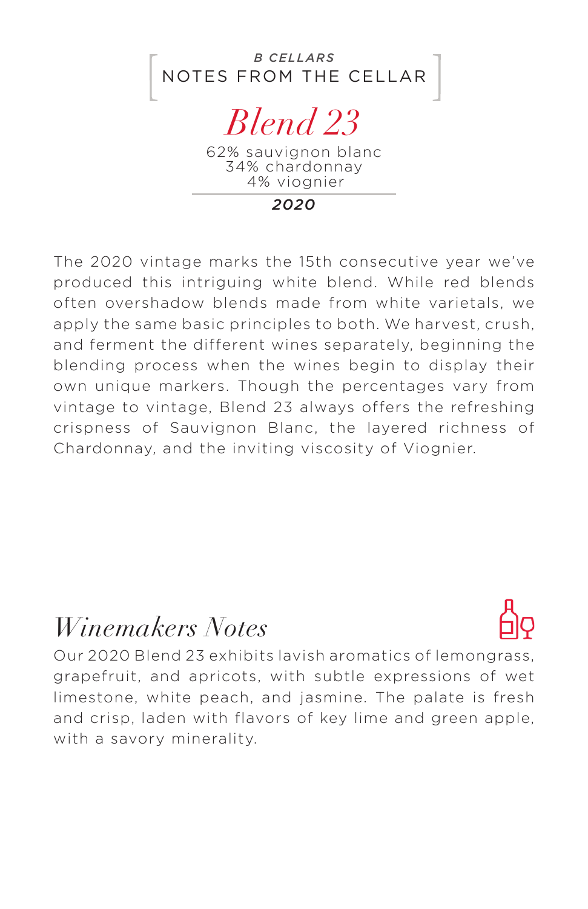*B CELLARS*

NOTES FROM THE CELLAR

# *Blend 23*

62% sauvignon blanc
34% chardonnay
4% viognier

***2020***

The 2020 vintage marks the 15th consecutive year we've produced this intriguing white blend. While red blends often overshadow blends made from white varietals, we apply the same basic principles to both. We harvest, crush, and ferment the different wines separately, beginning the blending process when the wines begin to display their own unique markers. Though the percentages vary from vintage to vintage, Blend 23 always offers the refreshing crispness of Sauvignon Blanc, the layered richness of Chardonnay, and the inviting viscosity of Viognier.

## *Winemakers Notes*

Our 2020 Blend 23 exhibits lavish aromatics of lemongrass, grapefruit, and apricots, with subtle expressions of wet limestone, white peach, and jasmine. The palate is fresh and crisp, laden with flavors of key lime and green apple, with a savory minerality.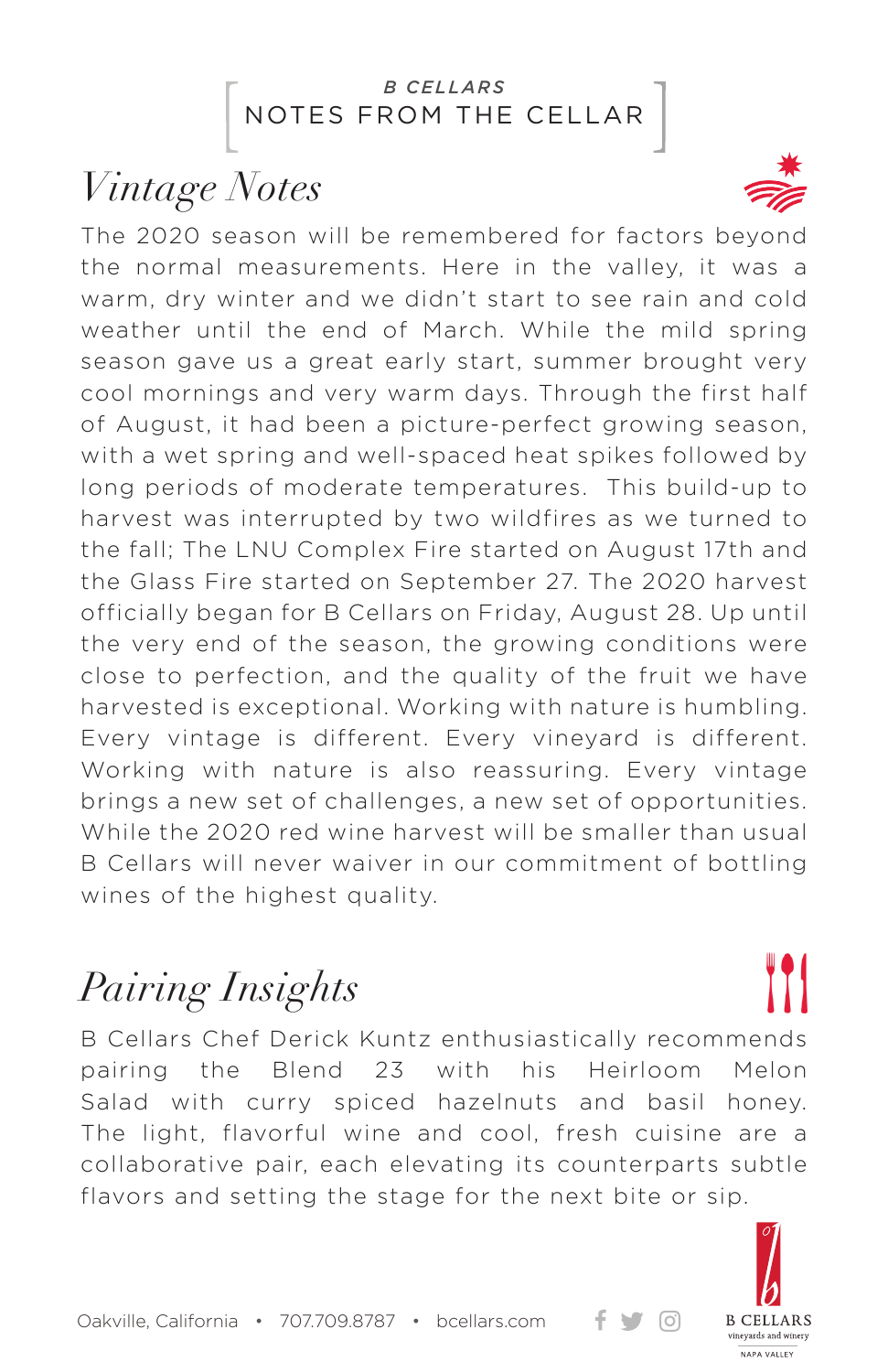*B CELLARS*

NOTES FROM THE CELLAR

## *Vintage Notes*

The 2020 season will be remembered for factors beyond the normal measurements. Here in the valley, it was a warm, dry winter and we didn't start to see rain and cold weather until the end of March. While the mild spring season gave us a great early start, summer brought very cool mornings and very warm days. Through the first half of August, it had been a picture-perfect growing season, with a wet spring and well-spaced heat spikes followed by long periods of moderate temperatures. This build-up to harvest was interrupted by two wildfires as we turned to the fall; The LNU Complex Fire started on August 17th and the Glass Fire started on September 27. The 2020 harvest officially began for B Cellars on Friday, August 28. Up until the very end of the season, the growing conditions were close to perfection, and the quality of the fruit we have harvested is exceptional. Working with nature is humbling. Every vintage is different. Every vineyard is different. Working with nature is also reassuring. Every vintage brings a new set of challenges, a new set of opportunities. While the 2020 red wine harvest will be smaller than usual B Cellars will never waiver in our commitment of bottling wines of the highest quality.

## *Pairing Insights*

B Cellars Chef Derick Kuntz enthusiastically recommends pairing the Blend 23 with his Heirloom Melon Salad with curry spiced hazelnuts and basil honey. The light, flavorful wine and cool, fresh cuisine are a collaborative pair, each elevating its counterparts subtle flavors and setting the stage for the next bite or sip.

Oakville, California • 707.709.8787 • bcellars.com

B CELLARS
vineyards and winery
NAPA VALLEY